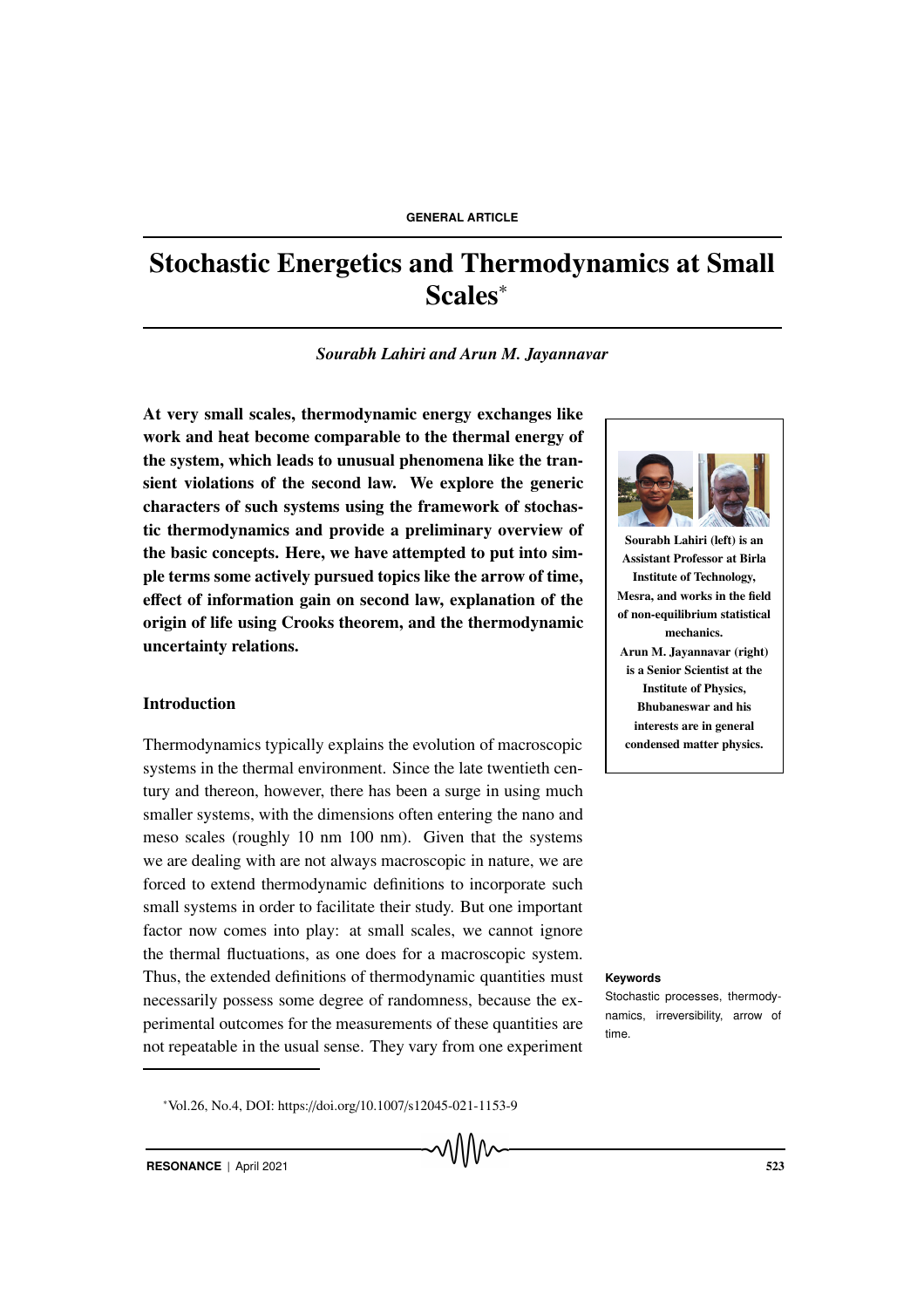# Stochastic Energetics and Thermodynamics at Small Scales*

*Sourabh Lahiri and Arun M. Jayannavar*

**At very small scales, thermodynamic energy exchanges like work and heat become comparable to the thermal energy of the system, which leads to unusual phenomena like the transient violations of the second law. We explore the generic characters of such systems using the framework of stochastic thermodynamics and provide a preliminary overview of the basic concepts. Here, we have attempted to put into simple terms some actively pursued topics like the arrow of time, effect of information gain on second law, explanation of the origin of life using Crooks theorem, and the thermodynamic uncertainty relations.**

**Sourabh Lahiri (left) is an Assistant Professor at Birla Institute of Technology, Mesra, and works in the field of non-equilibrium statistical mechanics.**
**Arun M. Jayannavar (right) is a Senior Scientist at the Institute of Physics, Bhubaneswar and his interests are in general condensed matter physics.**

## Introduction

Thermodynamics typically explains the evolution of macroscopic systems in the thermal environment. Since the late twentieth century and thereon, however, there has been a surge in using much smaller systems, with the dimensions often entering the nano and meso scales (roughly 10 nm 100 nm). Given that the systems we are dealing with are not always macroscopic in nature, we are forced to extend thermodynamic definitions to incorporate such small systems in order to facilitate their study. But one important factor now comes into play: at small scales, we cannot ignore the thermal fluctuations, as one does for a macroscopic system. Thus, the extended definitions of thermodynamic quantities must necessarily possess some degree of randomness, because the experimental outcomes for the measurements of these quantities are not repeatable in the usual sense. They vary from one experiment

**Keywords**

Stochastic processes, thermodynamics, irreversibility, arrow of time.

*Vol.26, No.4, DOI: https://doi.org/10.1007/s12045-021-1153-9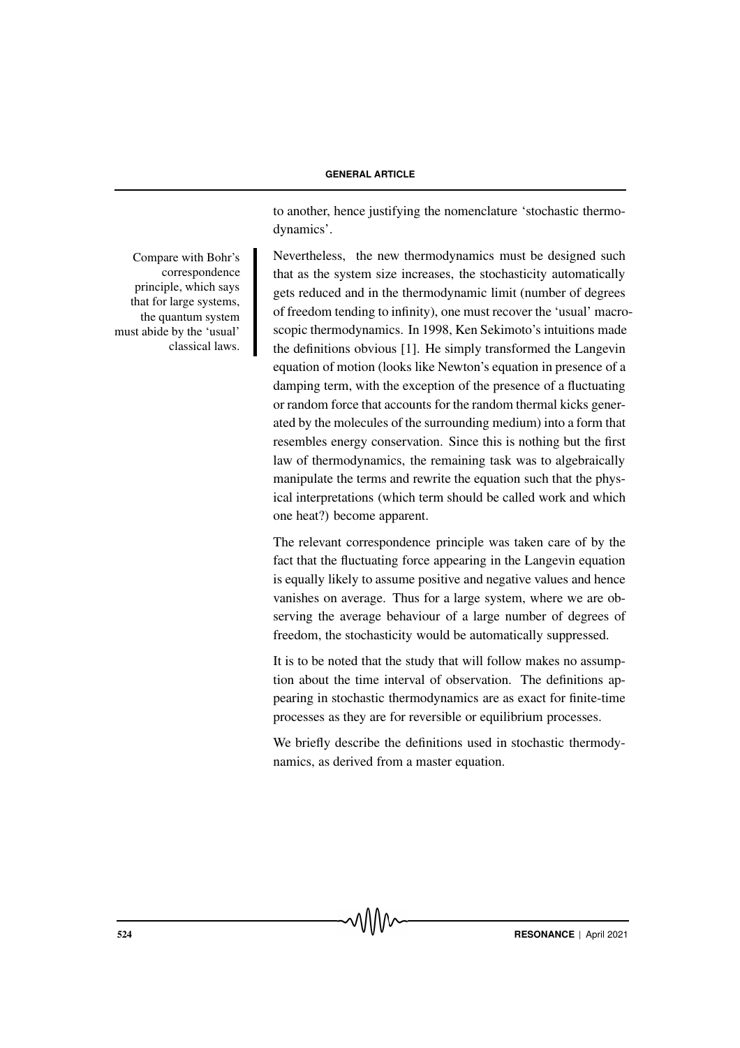to another, hence justifying the nomenclature 'stochastic thermodynamics'.

Compare with Bohr's correspondence principle, which says that for large systems, the quantum system must abide by the 'usual' classical laws.

Nevertheless, the new thermodynamics must be designed such that as the system size increases, the stochasticity automatically gets reduced and in the thermodynamic limit (number of degrees of freedom tending to infinity), one must recover the 'usual' macroscopic thermodynamics. In 1998, Ken Sekimoto's intuitions made the definitions obvious [1]. He simply transformed the Langevin equation of motion (looks like Newton's equation in presence of a damping term, with the exception of the presence of a fluctuating or random force that accounts for the random thermal kicks generated by the molecules of the surrounding medium) into a form that resembles energy conservation. Since this is nothing but the first law of thermodynamics, the remaining task was to algebraically manipulate the terms and rewrite the equation such that the physical interpretations (which term should be called work and which one heat?) become apparent.

The relevant correspondence principle was taken care of by the fact that the fluctuating force appearing in the Langevin equation is equally likely to assume positive and negative values and hence vanishes on average. Thus for a large system, where we are observing the average behaviour of a large number of degrees of freedom, the stochasticity would be automatically suppressed.

It is to be noted that the study that will follow makes no assumption about the time interval of observation. The definitions appearing in stochastic thermodynamics are as exact for finite-time processes as they are for reversible or equilibrium processes.

We briefly describe the definitions used in stochastic thermodynamics, as derived from a master equation.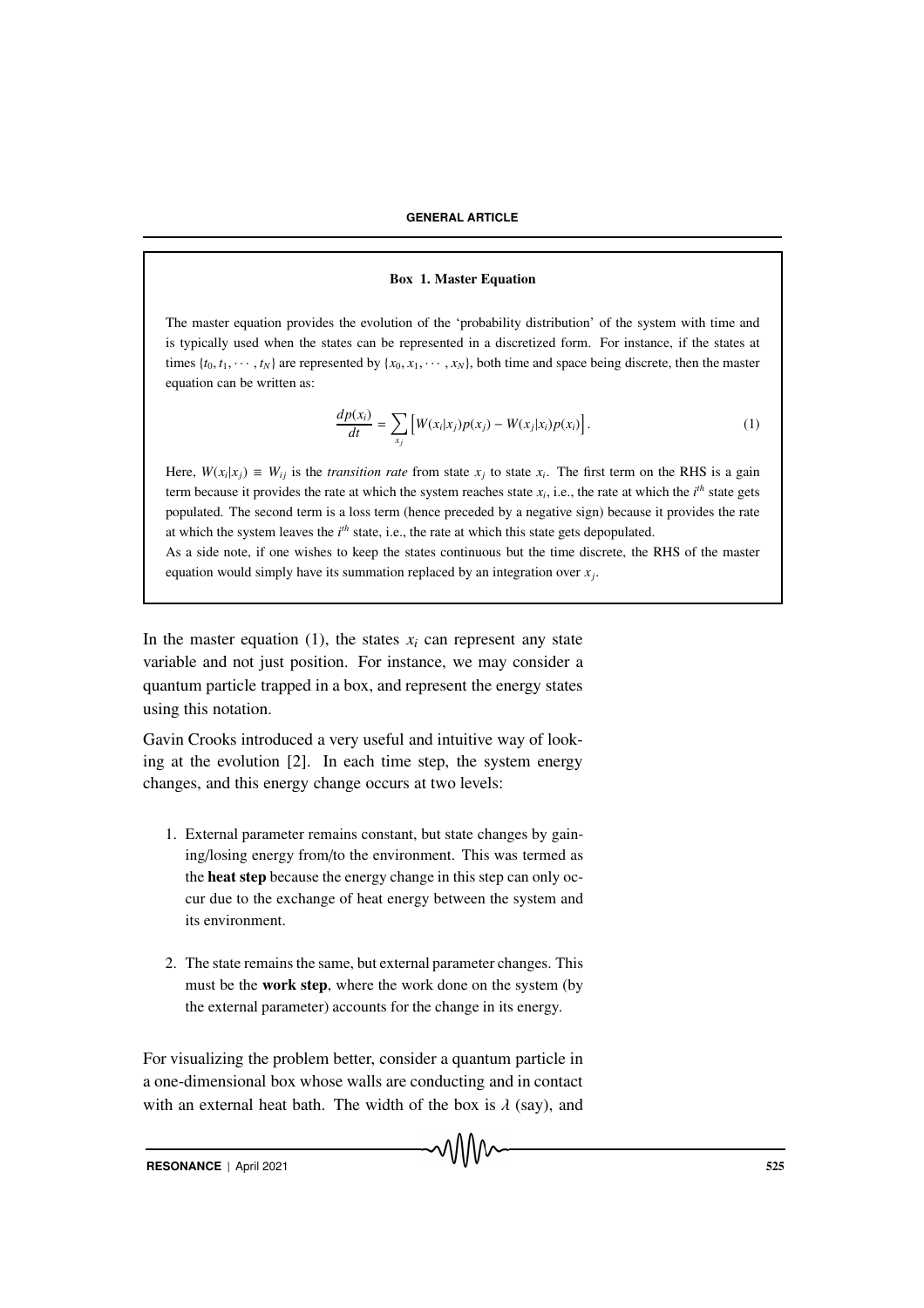**Box 1. Master Equation**

The master equation provides the evolution of the 'probability distribution' of the system with time and is typically used when the states can be represented in a discretized form. For instance, if the states at times $\{t_0, t_1, \cdots, t_N\}$ are represented by $\{x_0, x_1, \cdots, x_N\}$, both time and space being discrete, then the master equation can be written as:

$$\frac{dp(x_i)}{dt} = \sum_{x_j} \Big[ W(x_i|x_j)p(x_j) - W(x_j|x_i)p(x_i) \Big]. \tag{1}$$

Here, $W(x_i|x_j) \equiv W_{ij}$ is the *transition rate* from state $x_j$ to state $x_i$. The first term on the RHS is a gain term because it provides the rate at which the system reaches state $x_i$, i.e., the rate at which the $i^{th}$ state gets populated. The second term is a loss term (hence preceded by a negative sign) because it provides the rate at which the system leaves the $i^{th}$ state, i.e., the rate at which this state gets depopulated.

As a side note, if one wishes to keep the states continuous but the time discrete, the RHS of the master equation would simply have its summation replaced by an integration over $x_j$.

In the master equation (1), the states $x_i$ can represent any state variable and not just position. For instance, we may consider a quantum particle trapped in a box, and represent the energy states using this notation.

Gavin Crooks introduced a very useful and intuitive way of looking at the evolution [2]. In each time step, the system energy changes, and this energy change occurs at two levels:

1. External parameter remains constant, but state changes by gaining/losing energy from/to the environment. This was termed as the **heat step** because the energy change in this step can only occur due to the exchange of heat energy between the system and its environment.

2. The state remains the same, but external parameter changes. This must be the **work step**, where the work done on the system (by the external parameter) accounts for the change in its energy.

For visualizing the problem better, consider a quantum particle in a one-dimensional box whose walls are conducting and in contact with an external heat bath. The width of the box is $\lambda$ (say), and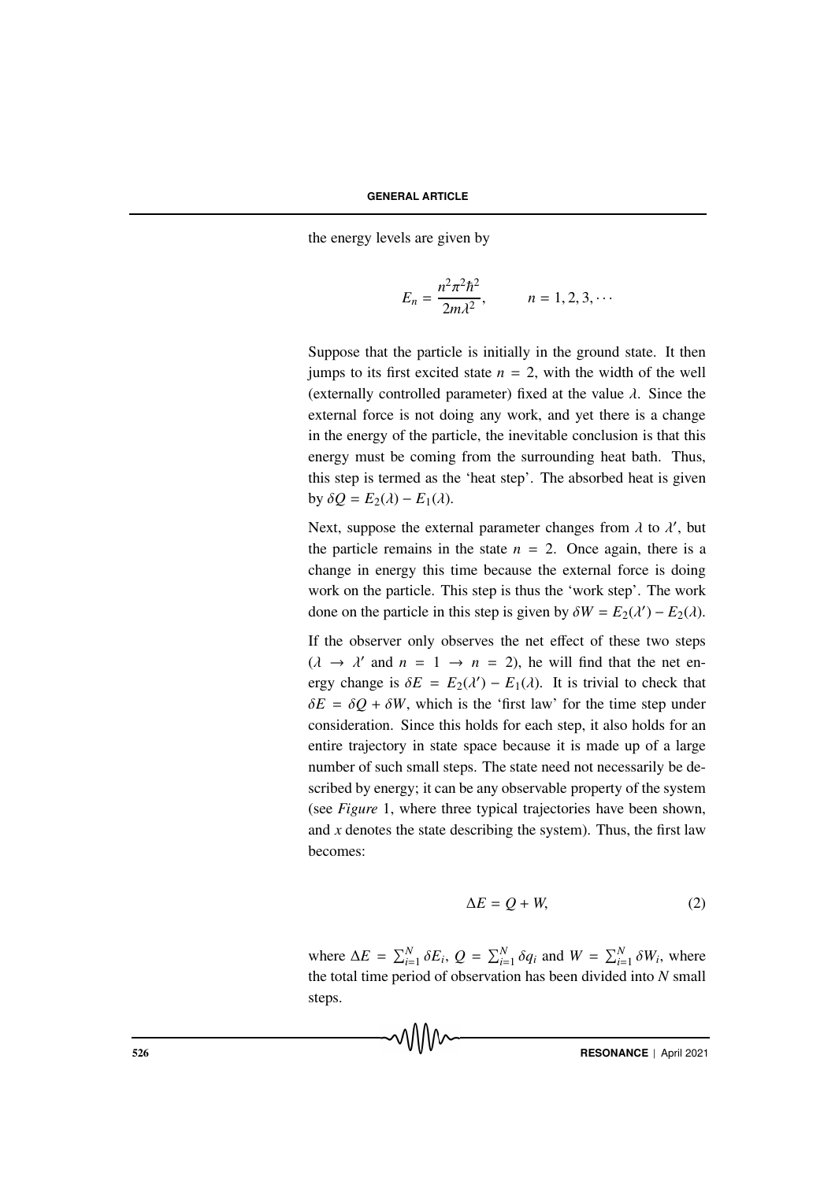the energy levels are given by

$$E_n = \frac{n^2\pi^2\hbar^2}{2m\lambda^2}, \qquad n = 1, 2, 3, \cdots$$

Suppose that the particle is initially in the ground state. It then jumps to its first excited state $n = 2$, with the width of the well (externally controlled parameter) fixed at the value $\lambda$. Since the external force is not doing any work, and yet there is a change in the energy of the particle, the inevitable conclusion is that this energy must be coming from the surrounding heat bath. Thus, this step is termed as the 'heat step'. The absorbed heat is given by $\delta Q = E_2(\lambda) - E_1(\lambda)$.

Next, suppose the external parameter changes from $\lambda$ to $\lambda'$, but the particle remains in the state $n = 2$. Once again, there is a change in energy this time because the external force is doing work on the particle. This step is thus the 'work step'. The work done on the particle in this step is given by $\delta W = E_2(\lambda') - E_2(\lambda)$.

If the observer only observes the net effect of these two steps ($\lambda \to \lambda'$ and $n = 1 \to n = 2$), he will find that the net energy change is $\delta E = E_2(\lambda') - E_1(\lambda)$. It is trivial to check that $\delta E = \delta Q + \delta W$, which is the 'first law' for the time step under consideration. Since this holds for each step, it also holds for an entire trajectory in state space because it is made up of a large number of such small steps. The state need not necessarily be described by energy; it can be any observable property of the system (see *Figure* 1, where three typical trajectories have been shown, and $x$ denotes the state describing the system). Thus, the first law becomes:

$$\Delta E = Q + W, \tag{2}$$

where $\Delta E = \sum_{i=1}^{N} \delta E_i$, $Q = \sum_{i=1}^{N} \delta q_i$ and $W = \sum_{i=1}^{N} \delta W_i$, where the total time period of observation has been divided into $N$ small steps.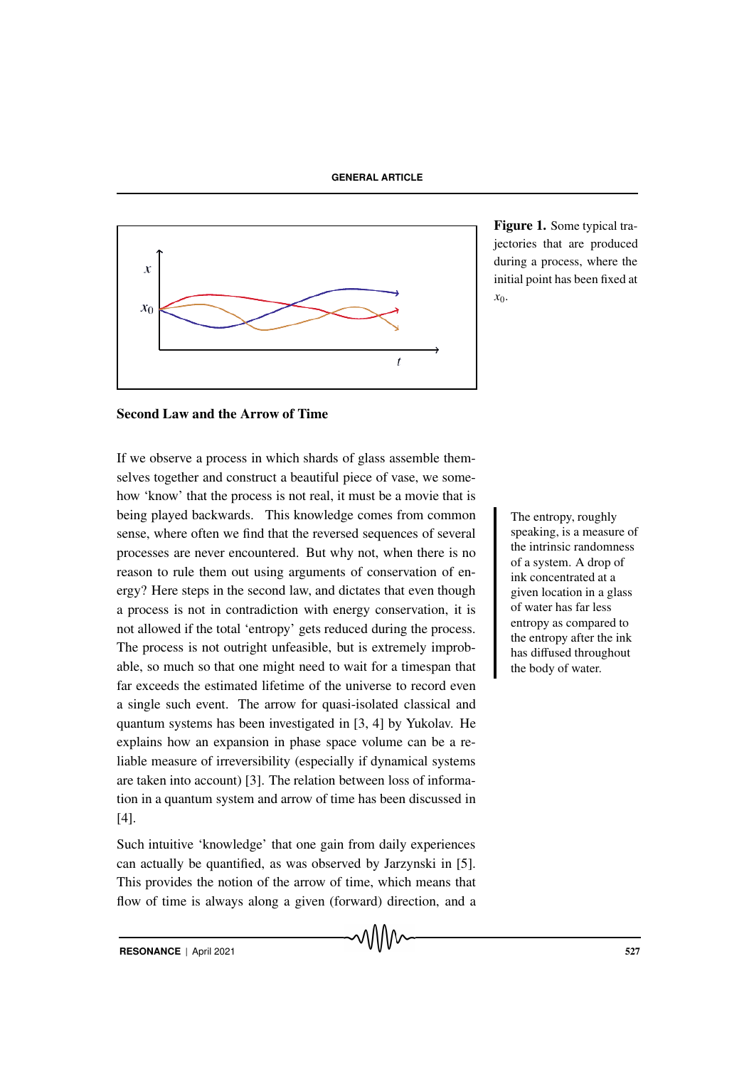**Figure 1.** Some typical trajectories that are produced during a process, where the initial point has been fixed at $x_0$.

## Second Law and the Arrow of Time

If we observe a process in which shards of glass assemble themselves together and construct a beautiful piece of vase, we somehow 'know' that the process is not real, it must be a movie that is being played backwards. This knowledge comes from common sense, where often we find that the reversed sequences of several processes are never encountered. But why not, when there is no reason to rule them out using arguments of conservation of energy? Here steps in the second law, and dictates that even though a process is not in contradiction with energy conservation, it is not allowed if the total 'entropy' gets reduced during the process. The process is not outright unfeasible, but is extremely improbable, so much so that one might need to wait for a timespan that far exceeds the estimated lifetime of the universe to record even a single such event. The arrow for quasi-isolated classical and quantum systems has been investigated in [3, 4] by Yukolav. He explains how an expansion in phase space volume can be a reliable measure of irreversibility (especially if dynamical systems are taken into account) [3]. The relation between loss of information in a quantum system and arrow of time has been discussed in [4].

The entropy, roughly speaking, is a measure of the intrinsic randomness of a system. A drop of ink concentrated at a given location in a glass of water has far less entropy as compared to the entropy after the ink has diffused throughout the body of water.

Such intuitive 'knowledge' that one gain from daily experiences can actually be quantified, as was observed by Jarzynski in [5]. This provides the notion of the arrow of time, which means that flow of time is always along a given (forward) direction, and a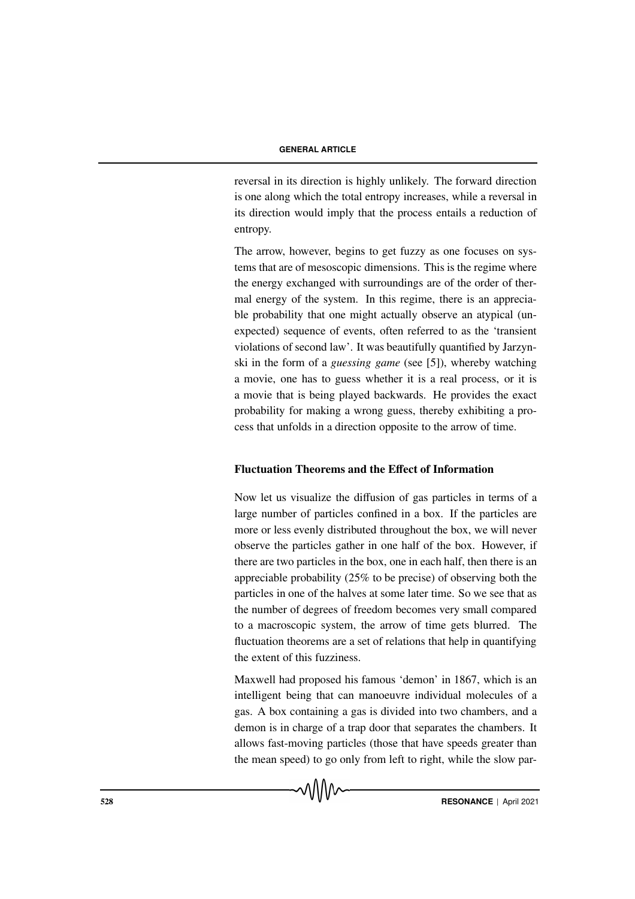reversal in its direction is highly unlikely. The forward direction is one along which the total entropy increases, while a reversal in its direction would imply that the process entails a reduction of entropy.

The arrow, however, begins to get fuzzy as one focuses on systems that are of mesoscopic dimensions. This is the regime where the energy exchanged with surroundings are of the order of thermal energy of the system. In this regime, there is an appreciable probability that one might actually observe an atypical (unexpected) sequence of events, often referred to as the 'transient violations of second law'. It was beautifully quantified by Jarzynski in the form of a *guessing game* (see [5]), whereby watching a movie, one has to guess whether it is a real process, or it is a movie that is being played backwards. He provides the exact probability for making a wrong guess, thereby exhibiting a process that unfolds in a direction opposite to the arrow of time.

## Fluctuation Theorems and the Effect of Information

Now let us visualize the diffusion of gas particles in terms of a large number of particles confined in a box. If the particles are more or less evenly distributed throughout the box, we will never observe the particles gather in one half of the box. However, if there are two particles in the box, one in each half, then there is an appreciable probability (25% to be precise) of observing both the particles in one of the halves at some later time. So we see that as the number of degrees of freedom becomes very small compared to a macroscopic system, the arrow of time gets blurred. The fluctuation theorems are a set of relations that help in quantifying the extent of this fuzziness.

Maxwell had proposed his famous 'demon' in 1867, which is an intelligent being that can manoeuvre individual molecules of a gas. A box containing a gas is divided into two chambers, and a demon is in charge of a trap door that separates the chambers. It allows fast-moving particles (those that have speeds greater than the mean speed) to go only from left to right, while the slow par-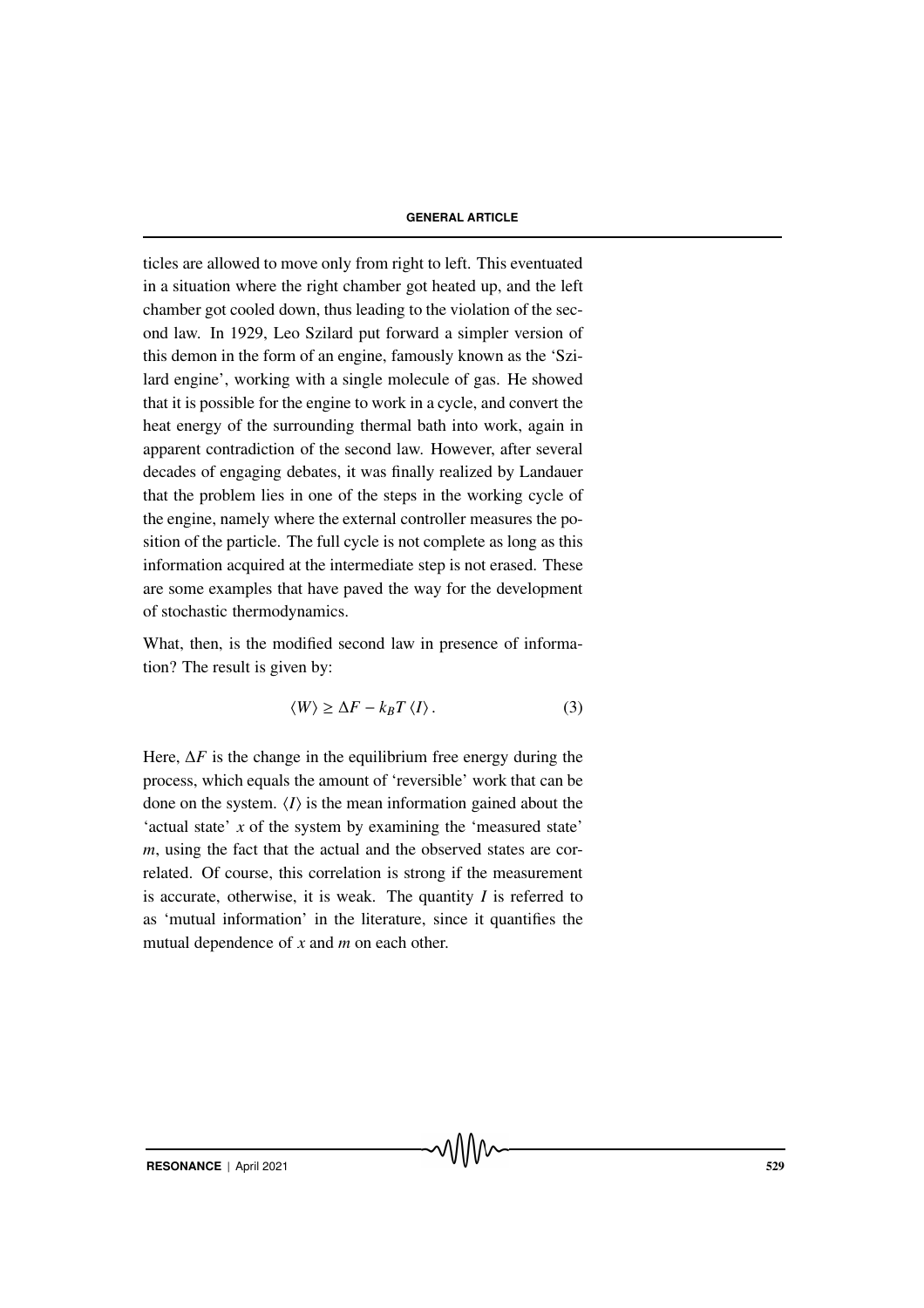ticles are allowed to move only from right to left. This eventuated in a situation where the right chamber got heated up, and the left chamber got cooled down, thus leading to the violation of the second law. In 1929, Leo Szilard put forward a simpler version of this demon in the form of an engine, famously known as the 'Szilard engine', working with a single molecule of gas. He showed that it is possible for the engine to work in a cycle, and convert the heat energy of the surrounding thermal bath into work, again in apparent contradiction of the second law. However, after several decades of engaging debates, it was finally realized by Landauer that the problem lies in one of the steps in the working cycle of the engine, namely where the external controller measures the position of the particle. The full cycle is not complete as long as this information acquired at the intermediate step is not erased. These are some examples that have paved the way for the development of stochastic thermodynamics.

What, then, is the modified second law in presence of information? The result is given by:

$$\langle W \rangle \geq \Delta F - k_B T \langle I \rangle . \tag{3}$$

Here, $\Delta F$ is the change in the equilibrium free energy during the process, which equals the amount of 'reversible' work that can be done on the system. $\langle I \rangle$ is the mean information gained about the 'actual state' $x$ of the system by examining the 'measured state' $m$, using the fact that the actual and the observed states are correlated. Of course, this correlation is strong if the measurement is accurate, otherwise, it is weak. The quantity $I$ is referred to as 'mutual information' in the literature, since it quantifies the mutual dependence of $x$ and $m$ on each other.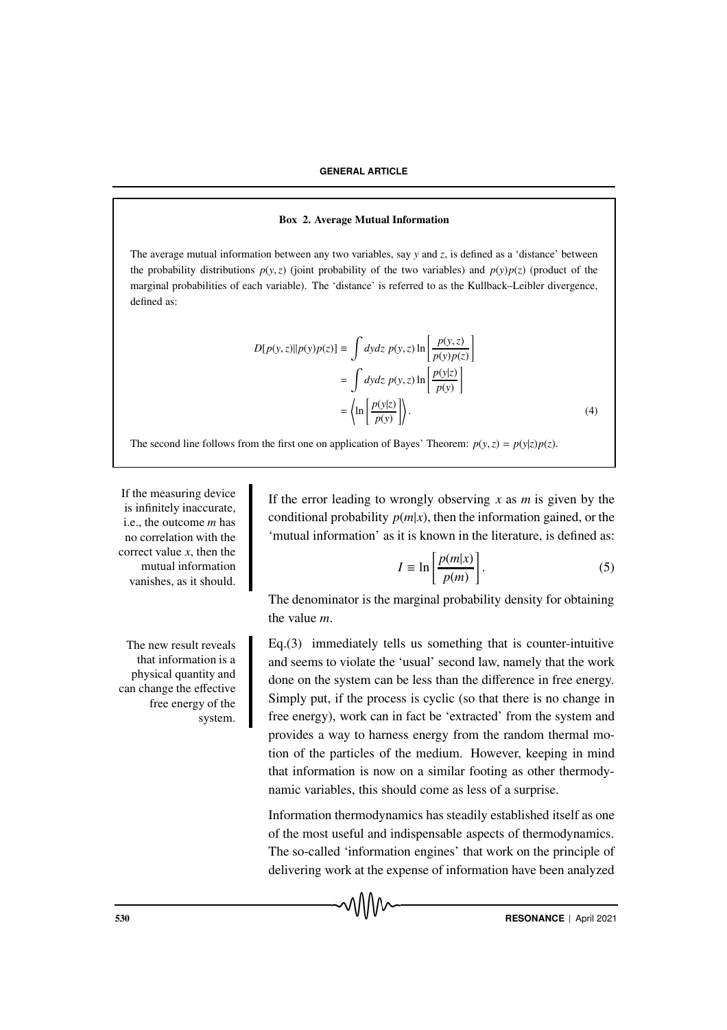**Box 2. Average Mutual Information**

The average mutual information between any two variables, say $y$ and $z$, is defined as a 'distance' between the probability distributions $p(y,z)$ (joint probability of the two variables) and $p(y)p(z)$ (product of the marginal probabilities of each variable). The 'distance' is referred to as the Kullback–Leibler divergence, defined as:

$$
\begin{aligned}
D[p(y,z)||p(y)p(z)] &\equiv \int dydz\ p(y,z) \ln\left[\frac{p(y,z)}{p(y)p(z)}\right] \\
&= \int dydz\ p(y,z) \ln\left[\frac{p(y|z)}{p(y)}\right] \\
&= \left\langle \ln\left[\frac{p(y|z)}{p(y)}\right]\right\rangle. \qquad (4)
\end{aligned}
$$

The second line follows from the first one on application of Bayes' Theorem: $p(y,z) = p(y|z)p(z)$.

If the measuring device is infinitely inaccurate, i.e., the outcome $m$ has no correlation with the correct value $x$, then the mutual information vanishes, as it should.

If the error leading to wrongly observing $x$ as $m$ is given by the conditional probability $p(m|x)$, then the information gained, or the 'mutual information' as it is known in the literature, is defined as:

$$I \equiv \ln\left[\frac{p(m|x)}{p(m)}\right]. \qquad (5)$$

The denominator is the marginal probability density for obtaining the value $m$.

The new result reveals that information is a physical quantity and can change the effective free energy of the system.

Eq.(3) immediately tells us something that is counter-intuitive and seems to violate the 'usual' second law, namely that the work done on the system can be less than the difference in free energy. Simply put, if the process is cyclic (so that there is no change in free energy), work can in fact be 'extracted' from the system and provides a way to harness energy from the random thermal motion of the particles of the medium. However, keeping in mind that information is now on a similar footing as other thermodynamic variables, this should come as less of a surprise.

Information thermodynamics has steadily established itself as one of the most useful and indispensable aspects of thermodynamics. The so-called 'information engines' that work on the principle of delivering work at the expense of information have been analyzed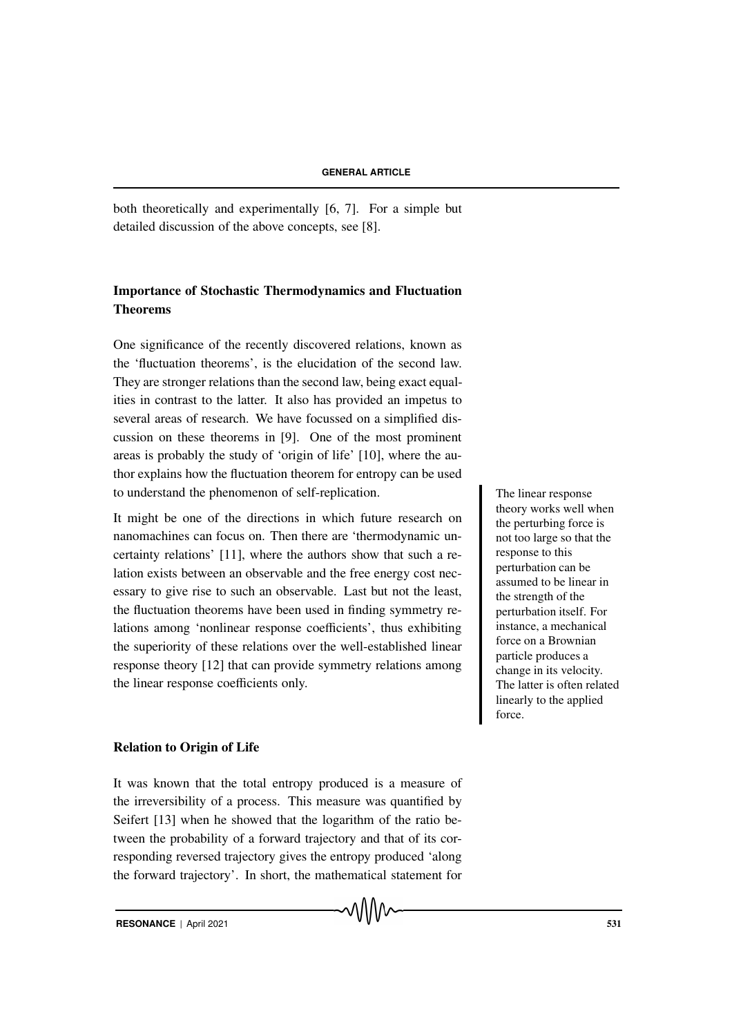both theoretically and experimentally [6, 7]. For a simple but detailed discussion of the above concepts, see [8].

## Importance of Stochastic Thermodynamics and Fluctuation Theorems

One significance of the recently discovered relations, known as the 'fluctuation theorems', is the elucidation of the second law. They are stronger relations than the second law, being exact equalities in contrast to the latter. It also has provided an impetus to several areas of research. We have focussed on a simplified discussion on these theorems in [9]. One of the most prominent areas is probably the study of 'origin of life' [10], where the author explains how the fluctuation theorem for entropy can be used to understand the phenomenon of self-replication.

It might be one of the directions in which future research on nanomachines can focus on. Then there are 'thermodynamic uncertainty relations' [11], where the authors show that such a relation exists between an observable and the free energy cost necessary to give rise to such an observable. Last but not the least, the fluctuation theorems have been used in finding symmetry relations among 'nonlinear response coefficients', thus exhibiting the superiority of these relations over the well-established linear response theory [12] that can provide symmetry relations among the linear response coefficients only.

The linear response theory works well when the perturbing force is not too large so that the response to this perturbation can be assumed to be linear in the strength of the perturbation itself. For instance, a mechanical force on a Brownian particle produces a change in its velocity. The latter is often related linearly to the applied force.

## Relation to Origin of Life

It was known that the total entropy produced is a measure of the irreversibility of a process. This measure was quantified by Seifert [13] when he showed that the logarithm of the ratio between the probability of a forward trajectory and that of its corresponding reversed trajectory gives the entropy produced 'along the forward trajectory'. In short, the mathematical statement for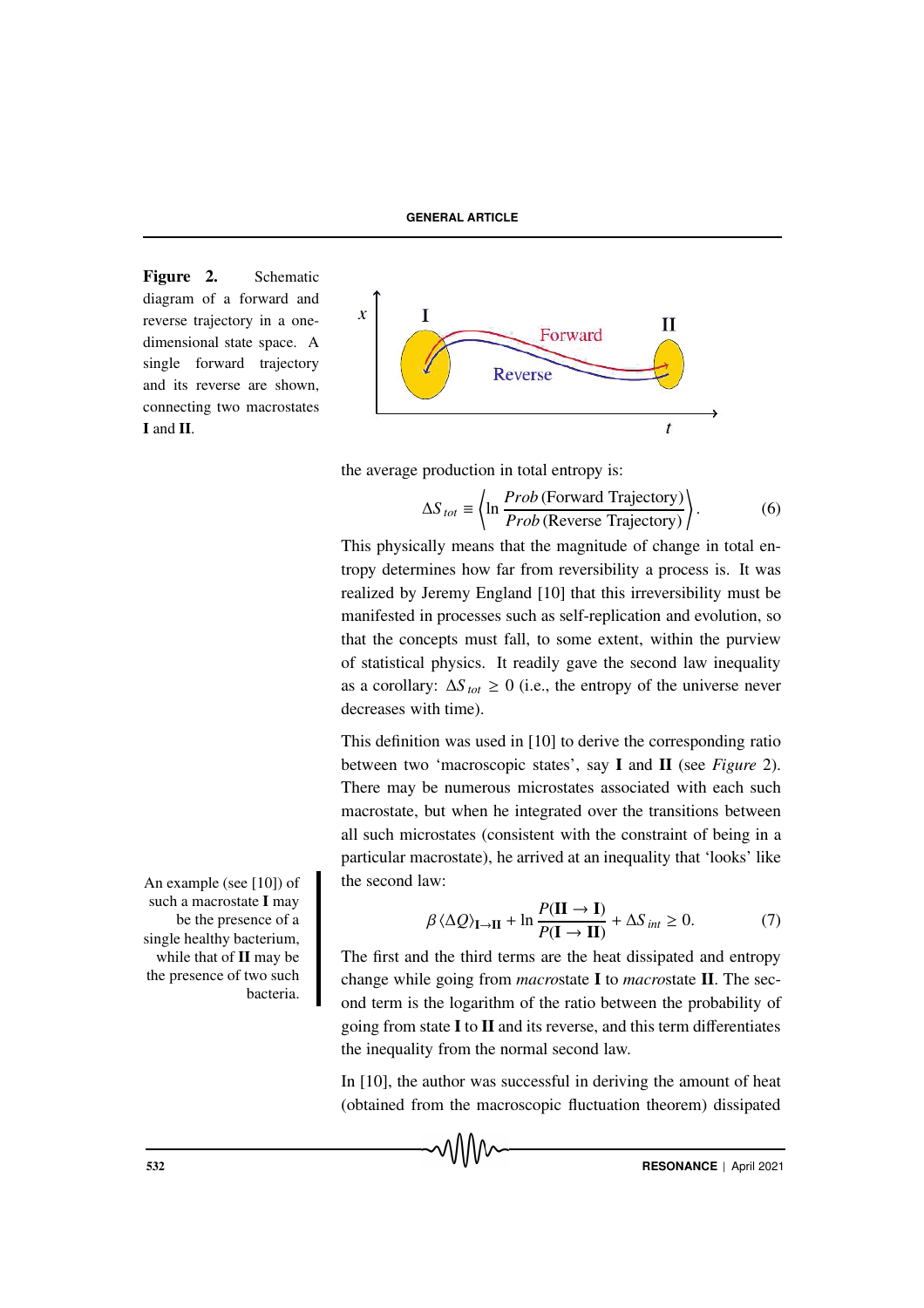**Figure 2.** Schematic diagram of a forward and reverse trajectory in a one-dimensional state space. A single forward trajectory and its reverse are shown, connecting two macrostates **I** and **II**.

the average production in total entropy is:

$$\Delta S_{tot} \equiv \left\langle \ln \frac{Prob\,(\text{Forward Trajectory})}{Prob\,(\text{Reverse Trajectory})} \right\rangle . \qquad (6)$$

This physically means that the magnitude of change in total entropy determines how far from reversibility a process is. It was realized by Jeremy England [10] that this irreversibility must be manifested in processes such as self-replication and evolution, so that the concepts must fall, to some extent, within the purview of statistical physics. It readily gave the second law inequality as a corollary: $\Delta S_{tot} \geq 0$ (i.e., the entropy of the universe never decreases with time).

This definition was used in [10] to derive the corresponding ratio between two 'macroscopic states', say **I** and **II** (see *Figure* 2). There may be numerous microstates associated with each such macrostate, but when he integrated over the transitions between all such microstates (consistent with the constraint of being in a particular macrostate), he arrived at an inequality that 'looks' like the second law:

An example (see [10]) of such a macrostate **I** may be the presence of a single healthy bacterium, while that of **II** may be the presence of two such bacteria.

$$\beta \langle \Delta Q \rangle_{\mathbf{I} \to \mathbf{II}} + \ln \frac{P(\mathbf{II} \to \mathbf{I})}{P(\mathbf{I} \to \mathbf{II})} + \Delta S_{int} \geq 0. \qquad (7)$$

The first and the third terms are the heat dissipated and entropy change while going from *macro*state **I** to *macro*state **II**. The second term is the logarithm of the ratio between the probability of going from state **I** to **II** and its reverse, and this term differentiates the inequality from the normal second law.

In [10], the author was successful in deriving the amount of heat (obtained from the macroscopic fluctuation theorem) dissipated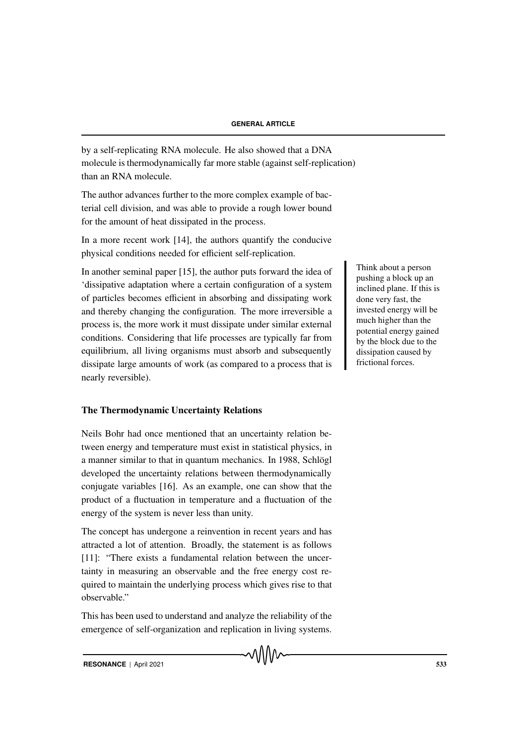by a self-replicating RNA molecule. He also showed that a DNA molecule is thermodynamically far more stable (against self-replication) than an RNA molecule.

The author advances further to the more complex example of bacterial cell division, and was able to provide a rough lower bound for the amount of heat dissipated in the process.

In a more recent work [14], the authors quantify the conducive physical conditions needed for efficient self-replication.

In another seminal paper [15], the author puts forward the idea of 'dissipative adaptation where a certain configuration of a system of particles becomes efficient in absorbing and dissipating work and thereby changing the configuration. The more irreversible a process is, the more work it must dissipate under similar external conditions. Considering that life processes are typically far from equilibrium, all living organisms must absorb and subsequently dissipate large amounts of work (as compared to a process that is nearly reversible).

Think about a person pushing a block up an inclined plane. If this is done very fast, the invested energy will be much higher than the potential energy gained by the block due to the dissipation caused by frictional forces.

### The Thermodynamic Uncertainty Relations

Neils Bohr had once mentioned that an uncertainty relation between energy and temperature must exist in statistical physics, in a manner similar to that in quantum mechanics. In 1988, Schlögl developed the uncertainty relations between thermodynamically conjugate variables [16]. As an example, one can show that the product of a fluctuation in temperature and a fluctuation of the energy of the system is never less than unity.

The concept has undergone a reinvention in recent years and has attracted a lot of attention. Broadly, the statement is as follows [11]: "There exists a fundamental relation between the uncertainty in measuring an observable and the free energy cost required to maintain the underlying process which gives rise to that observable."

This has been used to understand and analyze the reliability of the emergence of self-organization and replication in living systems.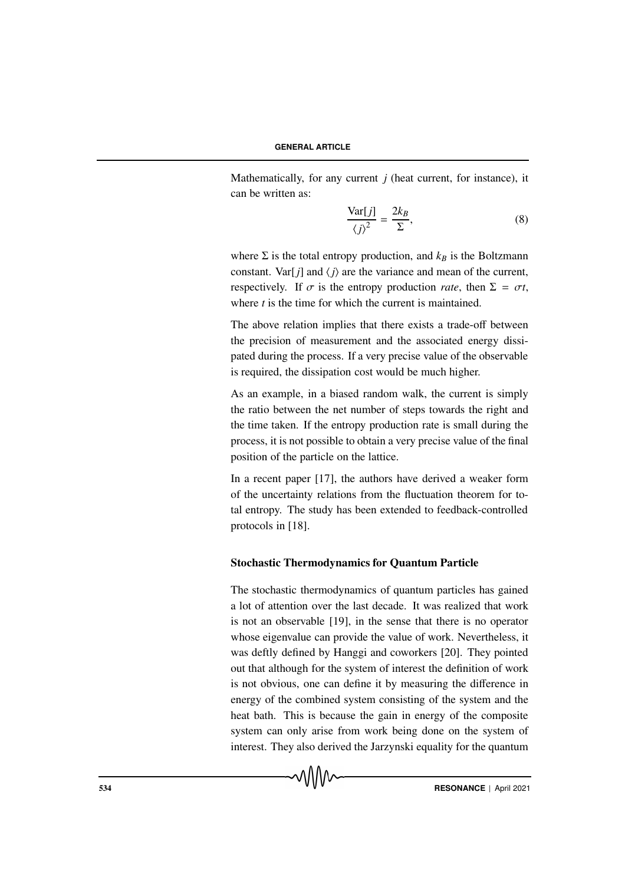Mathematically, for any current $j$ (heat current, for instance), it can be written as:

$$\frac{\text{Var}[j]}{\langle j \rangle^2} = \frac{2k_B}{\Sigma}, \tag{8}$$

where $\Sigma$ is the total entropy production, and $k_B$ is the Boltzmann constant. $\text{Var}[j]$ and $\langle j \rangle$ are the variance and mean of the current, respectively. If $\sigma$ is the entropy production *rate*, then $\Sigma = \sigma t$, where $t$ is the time for which the current is maintained.

The above relation implies that there exists a trade-off between the precision of measurement and the associated energy dissipated during the process. If a very precise value of the observable is required, the dissipation cost would be much higher.

As an example, in a biased random walk, the current is simply the ratio between the net number of steps towards the right and the time taken. If the entropy production rate is small during the process, it is not possible to obtain a very precise value of the final position of the particle on the lattice.

In a recent paper [17], the authors have derived a weaker form of the uncertainty relations from the fluctuation theorem for total entropy. The study has been extended to feedback-controlled protocols in [18].

### Stochastic Thermodynamics for Quantum Particle

The stochastic thermodynamics of quantum particles has gained a lot of attention over the last decade. It was realized that work is not an observable [19], in the sense that there is no operator whose eigenvalue can provide the value of work. Nevertheless, it was deftly defined by Hanggi and coworkers [20]. They pointed out that although for the system of interest the definition of work is not obvious, one can define it by measuring the difference in energy of the combined system consisting of the system and the heat bath. This is because the gain in energy of the composite system can only arise from work being done on the system of interest. They also derived the Jarzynski equality for the quantum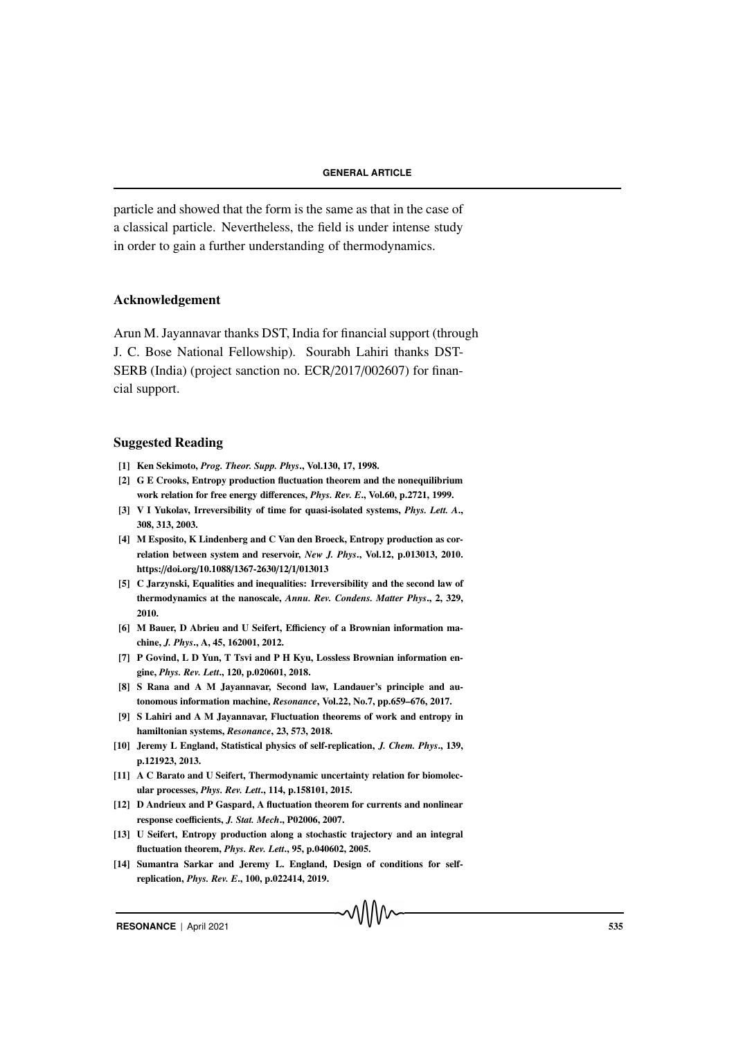particle and showed that the form is the same as that in the case of a classical particle. Nevertheless, the field is under intense study in order to gain a further understanding of thermodynamics.

## Acknowledgement

Arun M. Jayannavar thanks DST, India for financial support (through J. C. Bose National Fellowship). Sourabh Lahiri thanks DST-SERB (India) (project sanction no. ECR/2017/002607) for financial support.

## Suggested Reading

**[1] Ken Sekimoto, *Prog. Theor. Supp. Phys*., Vol.130, 17, 1998.**

**[2] G E Crooks, Entropy production fluctuation theorem and the nonequilibrium work relation for free energy differences, *Phys. Rev. E*., Vol.60, p.2721, 1999.**

**[3] V I Yukolav, Irreversibility of time for quasi-isolated systems, *Phys. Lett. A*., 308, 313, 2003.**

**[4] M Esposito, K Lindenberg and C Van den Broeck, Entropy production as correlation between system and reservoir, *New J. Phys*., Vol.12, p.013013, 2010. https://doi.org/10.1088/1367-2630/12/1/013013**

**[5] C Jarzynski, Equalities and inequalities: Irreversibility and the second law of thermodynamics at the nanoscale, *Annu. Rev. Condens. Matter Phys*., 2, 329, 2010.**

**[6] M Bauer, D Abrieu and U Seifert, Efficiency of a Brownian information machine, *J. Phys*., A, 45, 162001, 2012.**

**[7] P Govind, L D Yun, T Tsvi and P H Kyu, Lossless Brownian information engine, *Phys. Rev. Lett*., 120, p.020601, 2018.**

**[8] S Rana and A M Jayannavar, Second law, Landauer's principle and autonomous information machine, *Resonance*, Vol.22, No.7, pp.659–676, 2017.**

**[9] S Lahiri and A M Jayannavar, Fluctuation theorems of work and entropy in hamiltonian systems, *Resonance*, 23, 573, 2018.**

**[10] Jeremy L England, Statistical physics of self-replication, *J. Chem. Phys*., 139, p.121923, 2013.**

**[11] A C Barato and U Seifert, Thermodynamic uncertainty relation for biomolecular processes, *Phys. Rev. Lett*., 114, p.158101, 2015.**

**[12] D Andrieux and P Gaspard, A fluctuation theorem for currents and nonlinear response coefficients, *J. Stat. Mech*., P02006, 2007.**

**[13] U Seifert, Entropy production along a stochastic trajectory and an integral fluctuation theorem, *Phys. Rev. Lett*., 95, p.040602, 2005.**

**[14] Sumantra Sarkar and Jeremy L. England, Design of conditions for self-replication, *Phys. Rev. E*., 100, p.022414, 2019.**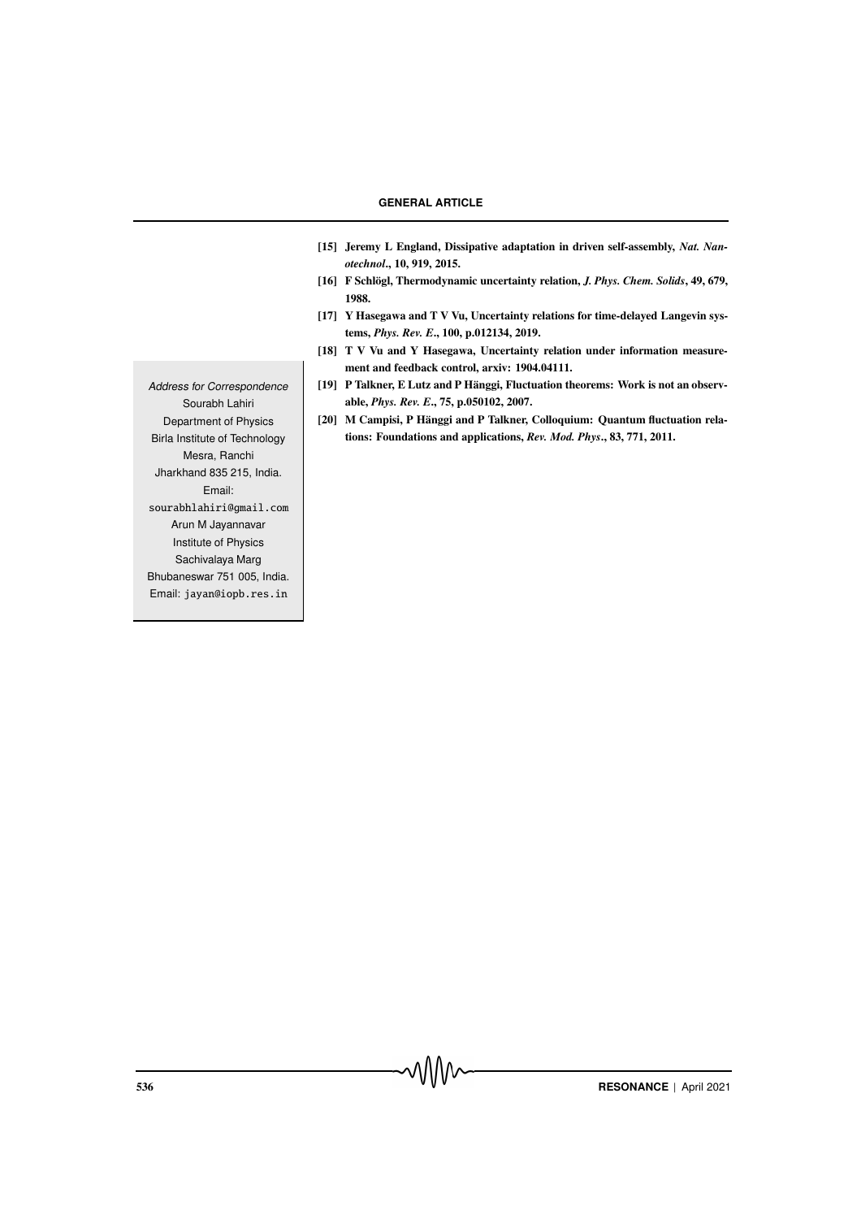**[15] Jeremy L England, Dissipative adaptation in driven self-assembly, *Nat. Nanotechnol*., 10, 919, 2015.**

**[16] F Schlögl, Thermodynamic uncertainty relation, *J. Phys. Chem. Solids*, 49, 679, 1988.**

**[17] Y Hasegawa and T V Vu, Uncertainty relations for time-delayed Langevin systems, *Phys. Rev. E*., 100, p.012134, 2019.**

**[18] T V Vu and Y Hasegawa, Uncertainty relation under information measurement and feedback control, arxiv: 1904.04111.**

**[19] P Talkner, E Lutz and P Hänggi, Fluctuation theorems: Work is not an observable, *Phys. Rev. E*., 75, p.050102, 2007.**

**[20] M Campisi, P Hänggi and P Talkner, Colloquium: Quantum fluctuation relations: Foundations and applications, *Rev. Mod. Phys*., 83, 771, 2011.**

*Address for Correspondence*

Sourabh Lahiri
Department of Physics
Birla Institute of Technology
Mesra, Ranchi
Jharkhand 835 215, India.
Email:
sourabhlahiri@gmail.com

Arun M Jayannavar
Institute of Physics
Sachivalaya Marg
Bhubaneswar 751 005, India.
Email: jayan@iopb.res.in